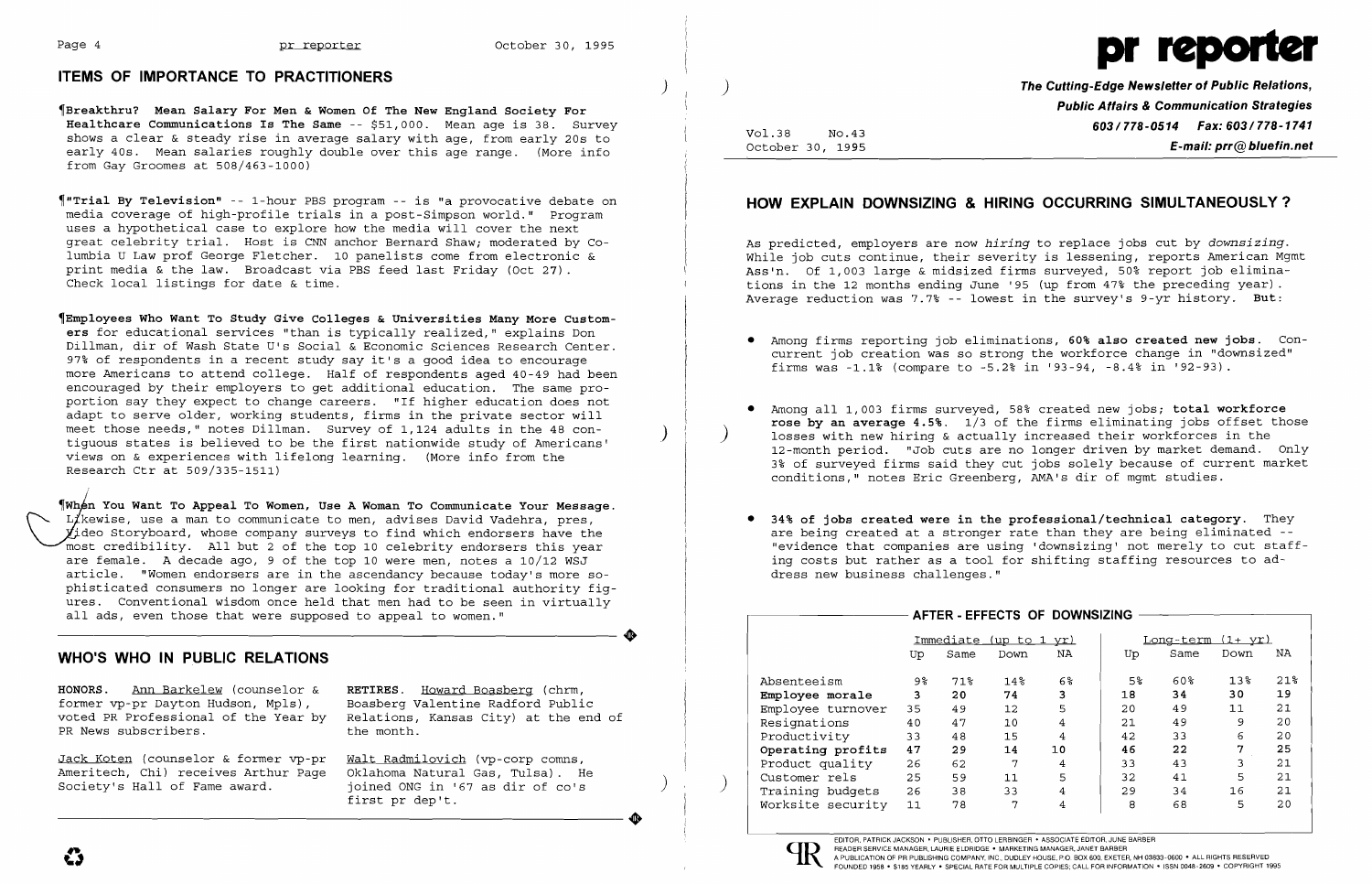## ITEMS OF IMPORTANCE TO PRACTITIONERS

¶**Breakthru? Mean Salary For Men & Women Of The New England Society For Healthcare Communications Is The Same** -- $51,000. Mean age is 38. Survey shows a clear & steady rise in average salary with age, from early 20s to early 40s. Mean salaries roughly double over this age range. (More info from Gay Groomes at 508/463-1000)

¶**"Trial By Television"** -- 1-hour PBS program -- is "a provocative debate on media coverage of high-profile trials in a post-Simpson world." Program uses a hypothetical case to explore how the media will cover the next great celebrity trial. Host is CNN anchor Bernard Shaw; moderated by Columbia U Law prof George Fletcher. 10 panelists come from electronic & print media & the law. Broadcast via PBS feed last Friday (Oct 27). Check local listings for date & time.

¶**Employees Who Want To Study Give Colleges & Universities Many More Customers** for educational services "than is typically realized," explains Don Dillman, dir of Wash State U's Social & Economic Sciences Research Center. 97% of respondents in a recent study say it's a good idea to encourage more Americans to attend college. Half of respondents aged 40-49 had been encouraged by their employers to get additional education. The same proportion say they expect to change careers. "If higher education does not adapt to serve older, working students, firms in the private sector will meet those needs," notes Dillman. Survey of 1,124 adults in the 48 contiguous states is believed to be the first nationwide study of Americans' views on & experiences with lifelong learning. (More info from the Research Ctr at 509/335-1511)

¶**When You Want To Appeal To Women, Use A Woman To Communicate Your Message.** Likewise, use a man to communicate to men, advises David Vadehra, pres, Video Storyboard, whose company surveys to find which endorsers have the most credibility. All but 2 of the top 10 celebrity endorsers this year are female. A decade ago, 9 of the top 10 were men, notes a 10/12 WSJ article. "Women endorsers are in the ascendancy because today's more sophisticated consumers no longer are looking for traditional authority figures. Conventional wisdom once held that men had to be seen in virtually all ads, even those that were supposed to appeal to women."

## WHO'S WHO IN PUBLIC RELATIONS

**HONORS.** Ann Barkelew (counselor & former vp-pr Dayton Hudson, Mpls), voted PR Professional of the Year by PR News subscribers.

Jack Koten (counselor & former vp-pr Ameritech, Chi) receives Arthur Page Society's Hall of Fame award.

**RETIRES.** Howard Boasberg (chrm, Boasberg Valentine Radford Public Relations, Kansas City) at the end of the month.

Walt Radmilovich (vp-corp comns, Oklahoma Natural Gas, Tulsa). He joined ONG in '67 as dir of co's first pr dep't.

# pr reporter

**The Cutting-Edge Newsletter of Public Relations, Public Affairs & Communication Strategies**
603/778-0514 Fax: 603/778-1741
E-mail: prr@bluefin.net

Vol.38 No.43
October 30, 1995

## HOW EXPLAIN DOWNSIZING & HIRING OCCURRING SIMULTANEOUSLY?

As predicted, employers are now *hiring* to replace jobs cut by *downsizing*. While job cuts continue, their severity is lessening, reports American Mgmt Ass'n. Of 1,003 large & midsized firms surveyed, 50% report job eliminations in the 12 months ending June '95 (up from 47% the preceding year). Average reduction was 7.7% -- lowest in the survey's 9-yr history. **But:**

- Among firms reporting job eliminations, **60% also created new jobs.** Concurrent job creation was so strong the workforce change in "downsized" firms was -1.1% (compare to -5.2% in '93-94, -8.4% in '92-93).

- Among all 1,003 firms surveyed, 58% created new jobs; **total workforce rose by an average 4.5%.** 1/3 of the firms eliminating jobs offset those losses with new hiring & actually increased their workforces in the 12-month period. "Job cuts are no longer driven by market demand. Only 3% of surveyed firms said they cut jobs solely because of current market conditions," notes Eric Greenberg, AMA's dir of mgmt studies.

- **34% of jobs created were in the professional/technical category.** They are being created at a stronger rate than they are being eliminated -- "evidence that companies are using 'downsizing' not merely to cut staffing costs but rather as a tool for shifting staffing resources to address new business challenges."

**AFTER - EFFECTS OF DOWNSIZING**

| | Immediate (up to 1 yr) | | | | Long-term (1+ yr) | | | |
|---|---|---|---|---|---|---|---|---|
| | Up | Same | Down | NA | Up | Same | Down | NA |
| Absenteeism | 9% | 71% | 14% | 6% | 5% | 60% | 13% | 21% |
| **Employee morale** | **3** | **20** | **74** | **3** | **18** | **34** | **30** | **19** |
| Employee turnover | 35 | 49 | 12 | 5 | 20 | 49 | 11 | 21 |
| Resignations | 40 | 47 | 10 | 4 | 21 | 49 | 9 | 20 |
| Productivity | 33 | 48 | 15 | 4 | 42 | 33 | 6 | 20 |
| **Operating profits** | **47** | **29** | **14** | **10** | **46** | **22** | **7** | **25** |
| Product quality | 26 | 62 | 7 | 4 | 33 | 43 | 3 | 21 |
| Customer rels | 25 | 59 | 11 | 5 | 32 | 41 | 5 | 21 |
| Training budgets | 26 | 38 | 33 | 4 | 29 | 34 | 16 | 21 |
| Worksite security | 11 | 78 | 7 | 4 | 8 | 68 | 5 | 20 |

EDITOR, PATRICK JACKSON • PUBLISHER, OTTO LERBINGER • ASSOCIATE EDITOR, JUNE BARBER
READER SERVICE MANAGER, LAURIE ELDRIDGE • MARKETING MANAGER, JANET BARBER
A PUBLICATION OF PR PUBLISHING COMPANY, INC., DUDLEY HOUSE, P.O. BOX 600, EXETER, NH 03833-0600 • ALL RIGHTS RESERVED
FOUNDED 1958 • $185 YEARLY • SPECIAL RATE FOR MULTIPLE COPIES: CALL FOR INFORMATION • ISSN 0048-2609 • COPYRIGHT 1995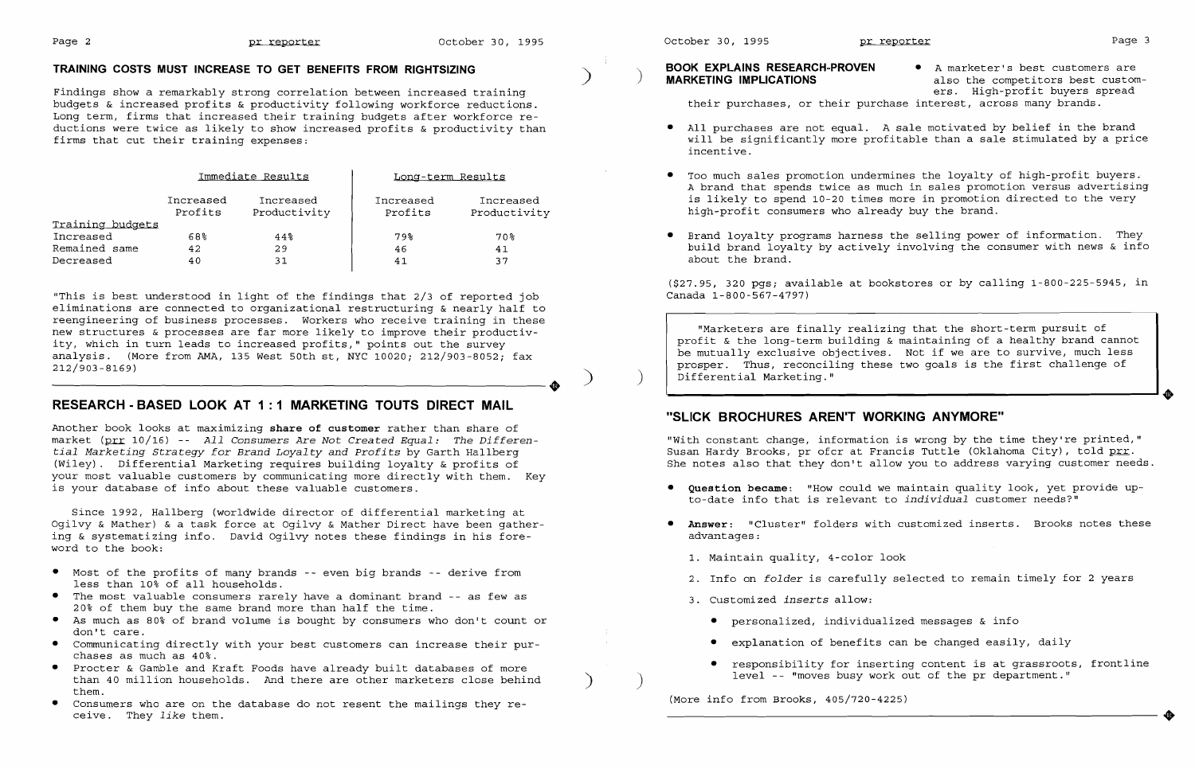## TRAINING COSTS MUST INCREASE TO GET BENEFITS FROM RIGHTSIZING

Findings show a remarkably strong correlation between increased training budgets & increased profits & productivity following workforce reductions. Long term, firms that increased their training budgets after workforce reductions were twice as likely to show increased profits & productivity than firms that cut their training expenses:

| | Immediate Results | | Long-term Results | |
|---|---|---|---|---|
| | Increased Profits | Increased Productivity | Increased Profits | Increased Productivity |
| Training budgets | | | | |
| Increased | 68% | 44% | 79% | 70% |
| Remained same | 42 | 29 | 46 | 41 |
| Decreased | 40 | 31 | 41 | 37 |

"This is best understood in light of the findings that 2/3 of reported job eliminations are connected to organizational restructuring & nearly half to reengineering of business processes. Workers who receive training in these new structures & processes are far more likely to improve their productivity, which in turn leads to increased profits," points out the survey analysis. (More from AMA, 135 West 50th st, NYC 10020; 212/903-8052; fax 212/903-8169)

## RESEARCH-BASED LOOK AT 1:1 MARKETING TOUTS DIRECT MAIL

Another book looks at maximizing **share of customer** rather than share of market (prr 10/16) -- *All Consumers Are Not Created Equal: The Differential Marketing Strategy for Brand Loyalty and Profits* by Garth Hallberg (Wiley). Differential Marketing requires building loyalty & profits of your most valuable customers by communicating more directly with them. Key is your database of info about these valuable customers.

Since 1992, Hallberg (worldwide director of differential marketing at Ogilvy & Mather) & a task force at Ogilvy & Mather Direct have been gathering & systematizing info. David Ogilvy notes these findings in his foreword to the book:

- Most of the profits of many brands -- even big brands -- derive from less than 10% of all households.
- The most valuable consumers rarely have a dominant brand -- as few as 20% of them buy the same brand more than half the time.
- As much as 80% of brand volume is bought by consumers who don't count or don't care.
- Communicating directly with your best customers can increase their purchases as much as 40%.
- Procter & Gamble and Kraft Foods have already built databases of more than 40 million households. And there are other marketers close behind them.
- Consumers who are on the database do not resent the mailings they receive. They *like* them.

## BOOK EXPLAINS RESEARCH-PROVEN MARKETING IMPLICATIONS

- A marketer's best customers are also the competitors best customers. High-profit buyers spread their purchases, or their purchase interest, across many brands.
- All purchases are not equal. A sale motivated by belief in the brand will be significantly more profitable than a sale stimulated by a price incentive.
- Too much sales promotion undermines the loyalty of high-profit buyers. A brand that spends twice as much in sales promotion versus advertising is likely to spend 10-20 times more in promotion directed to the very high-profit consumers who already buy the brand.
- Brand loyalty programs harness the selling power of information. They build brand loyalty by actively involving the consumer with news & info about the brand.

($27.95, 320 pgs; available at bookstores or by calling 1-800-225-5945, in Canada 1-800-567-4797)

> "Marketers are finally realizing that the short-term pursuit of profit & the long-term building & maintaining of a healthy brand cannot be mutually exclusive objectives. Not if we are to survive, much less prosper. Thus, reconciling these two goals is the first challenge of Differential Marketing."

## "SLICK BROCHURES AREN'T WORKING ANYMORE"

"With constant change, information is wrong by the time they're printed," Susan Hardy Brooks, pr ofcr at Francis Tuttle (Oklahoma City), told prr. She notes also that they don't allow you to address varying customer needs.

- **Question became**: "How could we maintain quality look, yet provide up-to-date info that is relevant to *individual* customer needs?"
- **Answer**: "Cluster" folders with customized inserts. Brooks notes these advantages:

1. Maintain quality, 4-color look
2. Info on *folder* is carefully selected to remain timely for 2 years
3. Customized *inserts* allow:
   - personalized, individualized messages & info
   - explanation of benefits can be changed easily, daily
   - responsibility for inserting content is at grassroots, frontline level -- "moves busy work out of the pr department."

(More info from Brooks, 405/720-4225)